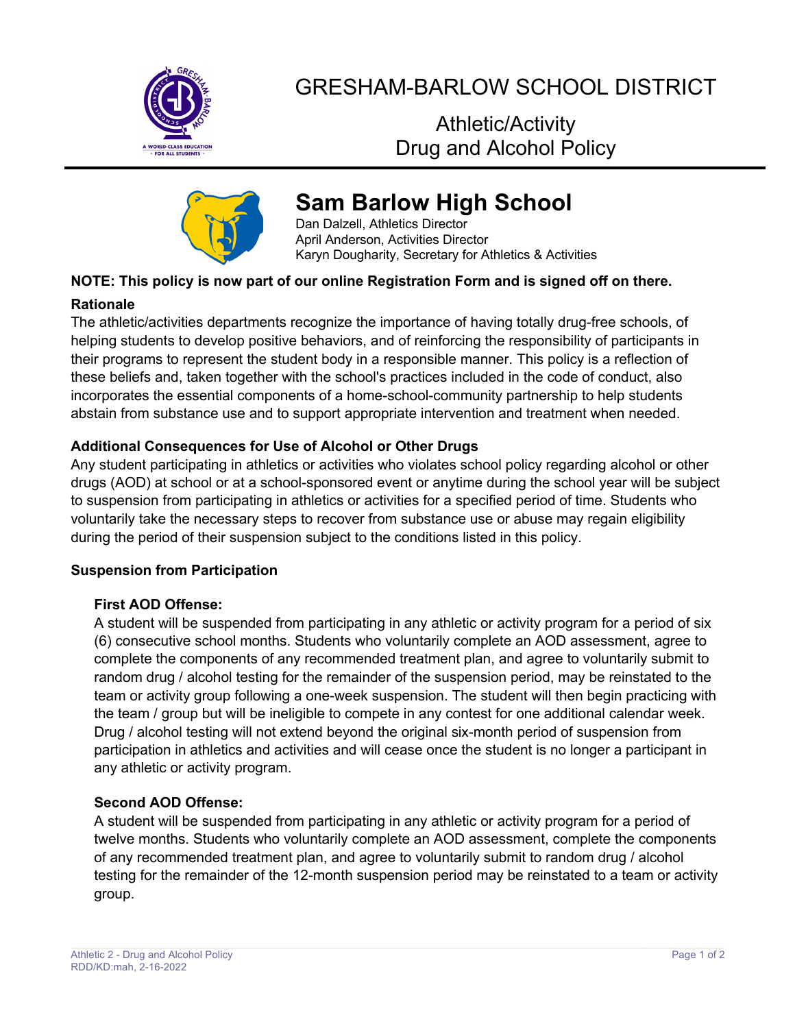# GRESHAM-BARLOW SCHOOL DISTRICT

## Athletic/Activity Drug and Alcohol Policy

## Sam Barlow High School

Dan Dalzell, Athletics Director
April Anderson, Activities Director
Karyn Dougharity, Secretary for Athletics & Activities

**NOTE: This policy is now part of our online Registration Form and is signed off on there.**

### Rationale

The athletic/activities departments recognize the importance of having totally drug-free schools, of helping students to develop positive behaviors, and of reinforcing the responsibility of participants in their programs to represent the student body in a responsible manner. This policy is a reflection of these beliefs and, taken together with the school's practices included in the code of conduct, also incorporates the essential components of a home-school-community partnership to help students abstain from substance use and to support appropriate intervention and treatment when needed.

### Additional Consequences for Use of Alcohol or Other Drugs

Any student participating in athletics or activities who violates school policy regarding alcohol or other drugs (AOD) at school or at a school-sponsored event or anytime during the school year will be subject to suspension from participating in athletics or activities for a specified period of time. Students who voluntarily take the necessary steps to recover from substance use or abuse may regain eligibility during the period of their suspension subject to the conditions listed in this policy.

### Suspension from Participation

#### First AOD Offense:

A student will be suspended from participating in any athletic or activity program for a period of six (6) consecutive school months. Students who voluntarily complete an AOD assessment, agree to complete the components of any recommended treatment plan, and agree to voluntarily submit to random drug / alcohol testing for the remainder of the suspension period, may be reinstated to the team or activity group following a one-week suspension. The student will then begin practicing with the team / group but will be ineligible to compete in any contest for one additional calendar week. Drug / alcohol testing will not extend beyond the original six-month period of suspension from participation in athletics and activities and will cease once the student is no longer a participant in any athletic or activity program.

#### Second AOD Offense:

A student will be suspended from participating in any athletic or activity program for a period of twelve months. Students who voluntarily complete an AOD assessment, complete the components of any recommended treatment plan, and agree to voluntarily submit to random drug / alcohol testing for the remainder of the 12-month suspension period may be reinstated to a team or activity group.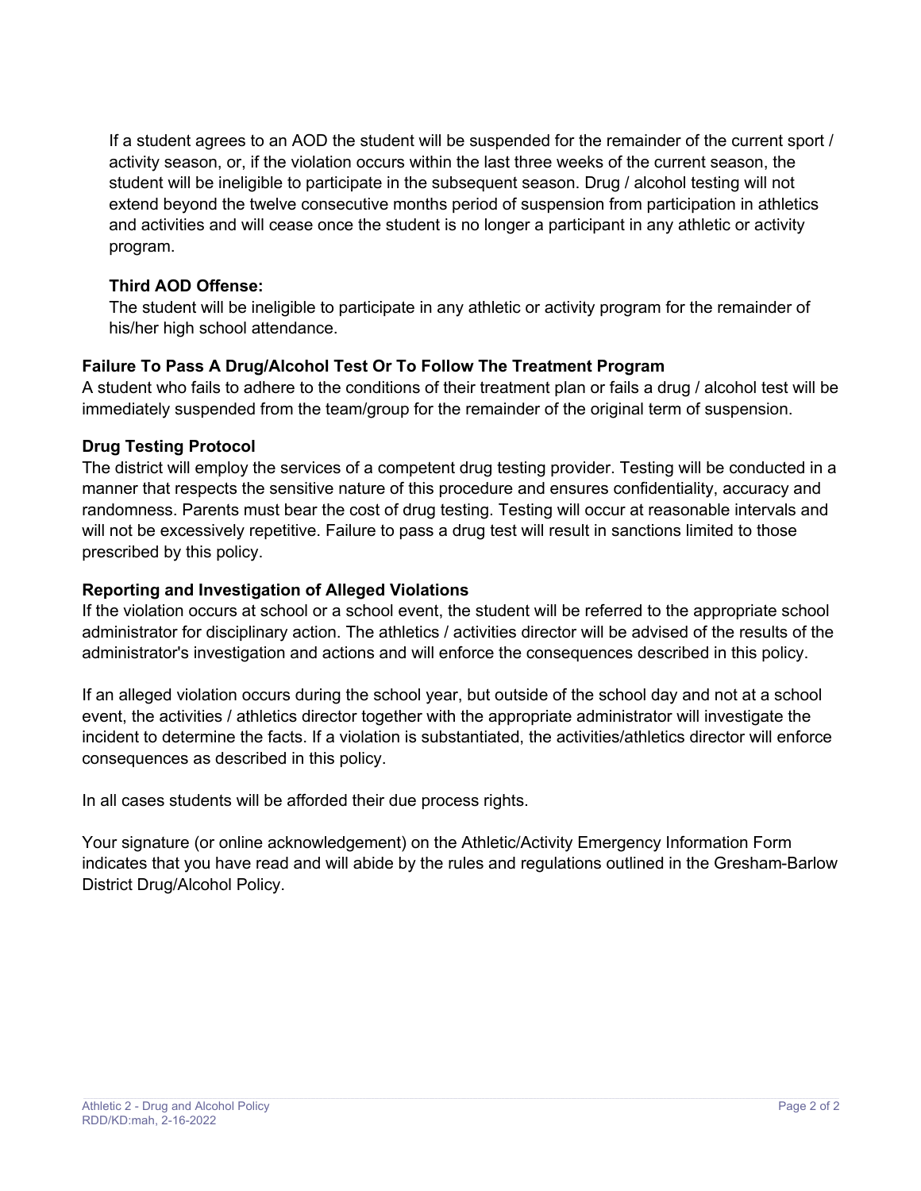If a student agrees to an AOD the student will be suspended for the remainder of the current sport / activity season, or, if the violation occurs within the last three weeks of the current season, the student will be ineligible to participate in the subsequent season. Drug / alcohol testing will not extend beyond the twelve consecutive months period of suspension from participation in athletics and activities and will cease once the student is no longer a participant in any athletic or activity program.

**Third AOD Offense:**
The student will be ineligible to participate in any athletic or activity program for the remainder of his/her high school attendance.

### Failure To Pass A Drug/Alcohol Test Or To Follow The Treatment Program

A student who fails to adhere to the conditions of their treatment plan or fails a drug / alcohol test will be immediately suspended from the team/group for the remainder of the original term of suspension.

### Drug Testing Protocol

The district will employ the services of a competent drug testing provider. Testing will be conducted in a manner that respects the sensitive nature of this procedure and ensures confidentiality, accuracy and randomness. Parents must bear the cost of drug testing. Testing will occur at reasonable intervals and will not be excessively repetitive. Failure to pass a drug test will result in sanctions limited to those prescribed by this policy.

### Reporting and Investigation of Alleged Violations

If the violation occurs at school or a school event, the student will be referred to the appropriate school administrator for disciplinary action. The athletics / activities director will be advised of the results of the administrator's investigation and actions and will enforce the consequences described in this policy.

If an alleged violation occurs during the school year, but outside of the school day and not at a school event, the activities / athletics director together with the appropriate administrator will investigate the incident to determine the facts. If a violation is substantiated, the activities/athletics director will enforce consequences as described in this policy.

In all cases students will be afforded their due process rights.

Your signature (or online acknowledgement) on the Athletic/Activity Emergency Information Form indicates that you have read and will abide by the rules and regulations outlined in the Gresham-Barlow District Drug/Alcohol Policy.